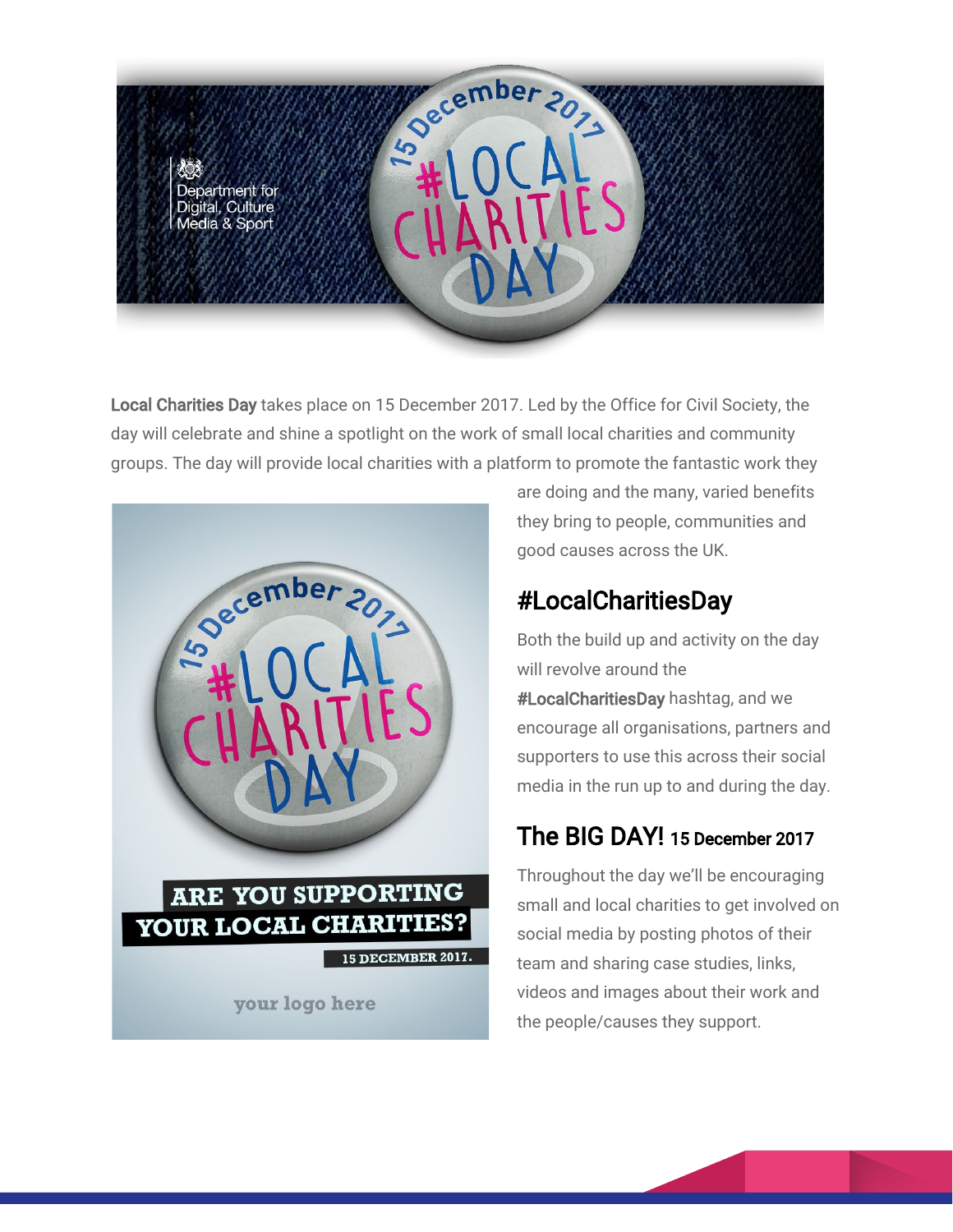**Local Charities Day** takes place on 15 December 2017. Led by the Office for Civil Society, the day will celebrate and shine a spotlight on the work of small local charities and community groups. The day will provide local charities with a platform to promote the fantastic work they are doing and the many, varied benefits they bring to people, communities and good causes across the UK.

## #LocalCharitiesDay

Both the build up and activity on the day will revolve around the **#LocalCharitiesDay** hashtag, and we encourage all organisations, partners and supporters to use this across their social media in the run up to and during the day.

## The BIG DAY! 15 December 2017

Throughout the day we'll be encouraging small and local charities to get involved on social media by posting photos of their team and sharing case studies, links, videos and images about their work and the people/causes they support.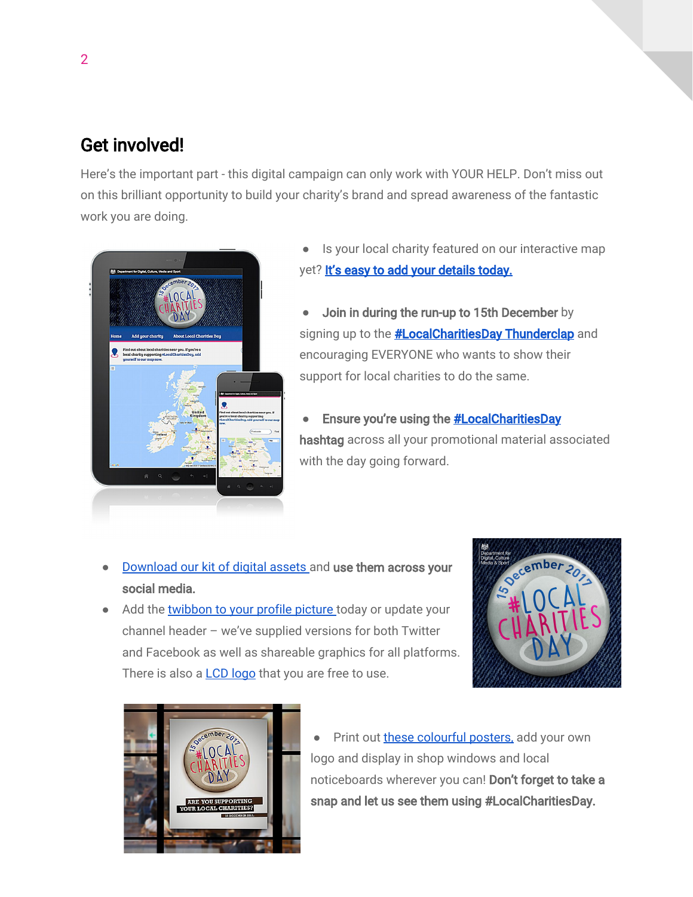## Get involved!

Here's the important part - this digital campaign can only work with YOUR HELP. Don't miss out on this brilliant opportunity to build your charity's brand and spread awareness of the fantastic work you are doing.

- Is your local charity featured on our interactive map yet? **It's easy to add your details today.**

- **Join in during the run-up to 15th December** by signing up to the **#LocalCharitiesDay Thunderclap** and encouraging EVERYONE who wants to show their support for local charities to do the same.

- **Ensure you're using the #LocalCharitiesDay hashtag** across all your promotional material associated with the day going forward.

- Download our kit of digital assets and **use them across your social media.**
- Add the twibbon to your profile picture today or update your channel header – we've supplied versions for both Twitter and Facebook as well as shareable graphics for all platforms. There is also a LCD logo that you are free to use.

- Print out these colourful posters, add your own logo and display in shop windows and local noticeboards wherever you can! **Don't forget to take a snap and let us see them using #LocalCharitiesDay.**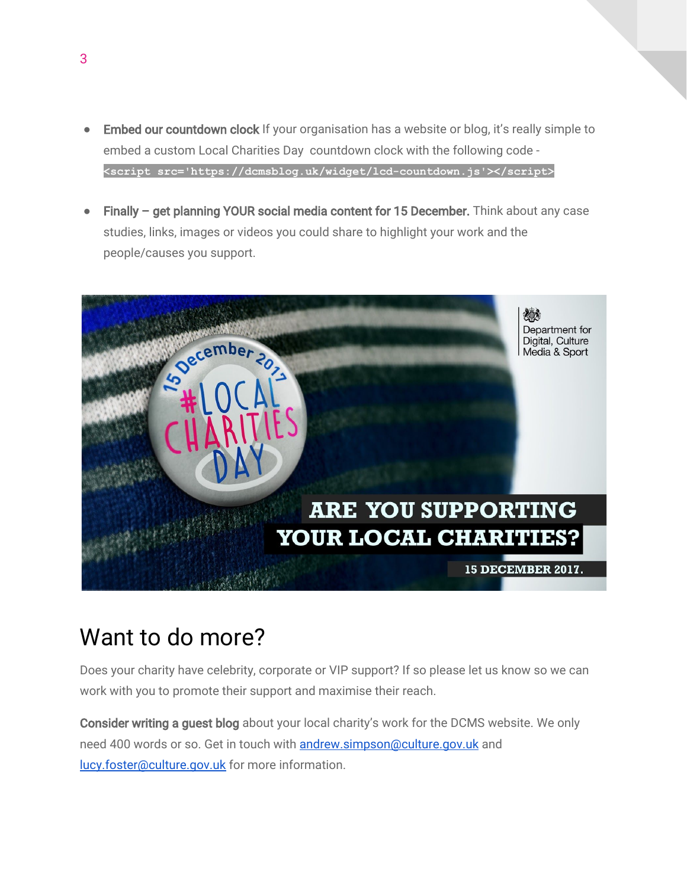- **Embed our countdown clock** If your organisation has a website or blog, it's really simple to embed a custom Local Charities Day countdown clock with the following code - `<script src='https://dcmsblog.uk/widget/lcd-countdown.js'></script>`

- **Finally – get planning YOUR social media content for 15 December.** Think about any case studies, links, images or videos you could share to highlight your work and the people/causes you support.

## Want to do more?

Does your charity have celebrity, corporate or VIP support? If so please let us know so we can work with you to promote their support and maximise their reach.

**Consider writing a guest blog** about your local charity's work for the DCMS website. We only need 400 words or so. Get in touch with andrew.simpson@culture.gov.uk and lucy.foster@culture.gov.uk for more information.